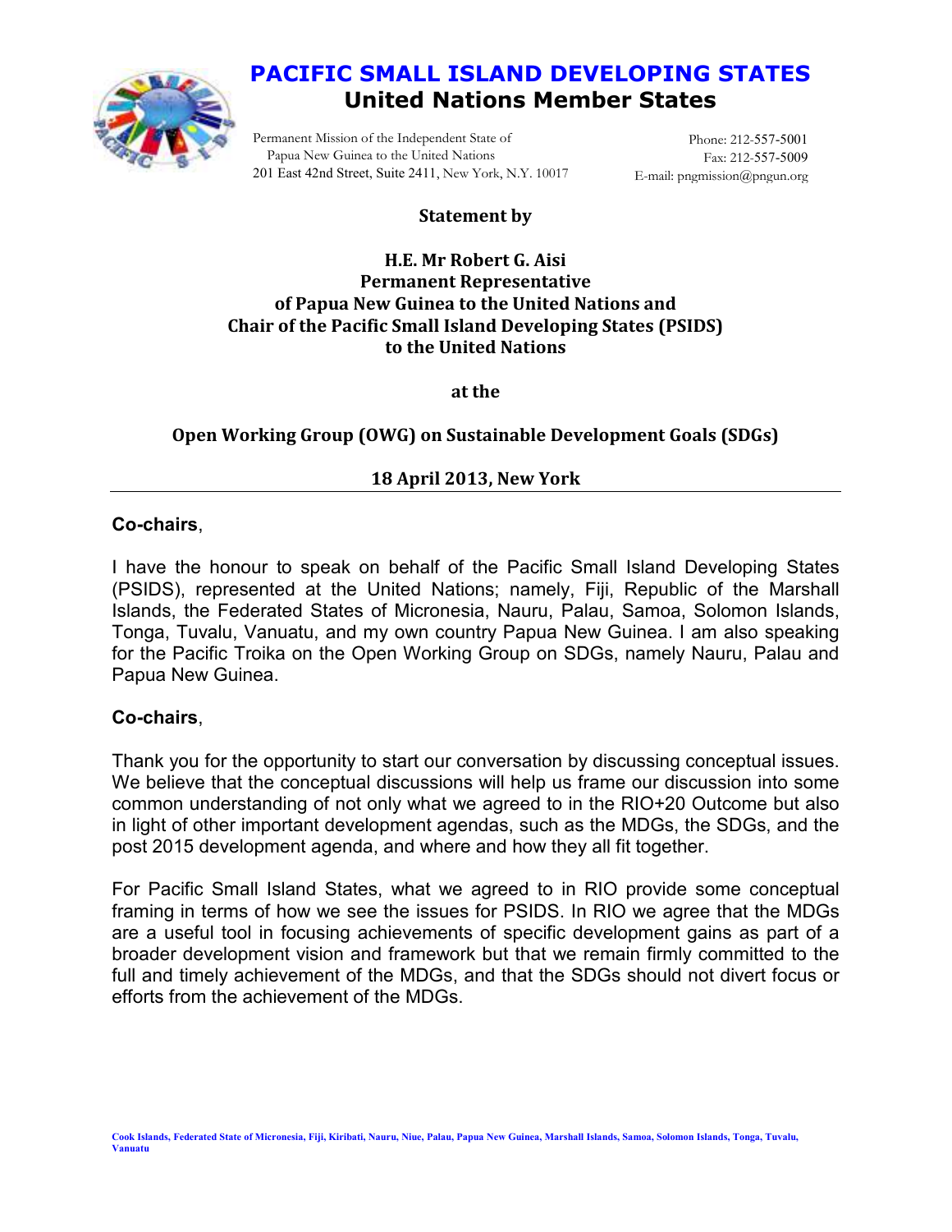# PACIFIC SMALL ISLAND DEVELOPING STATES
## United Nations Member States

Permanent Mission of the Independent State of Papua New Guinea to the United Nations
201 East 42nd Street, Suite 2411, New York, N.Y. 10017

Phone: 212-557-5001
Fax: 212-557-5009
E-mail: pngmission@pngun.org

**Statement by**

**H.E. Mr Robert G. Aisi**
**Permanent Representative**
**of Papua New Guinea to the United Nations and**
**Chair of the Pacific Small Island Developing States (PSIDS)**
**to the United Nations**

**at the**

**Open Working Group (OWG) on Sustainable Development Goals (SDGs)**

**18 April 2013, New York**

---

**Co-chairs**,

I have the honour to speak on behalf of the Pacific Small Island Developing States (PSIDS), represented at the United Nations; namely, Fiji, Republic of the Marshall Islands, the Federated States of Micronesia, Nauru, Palau, Samoa, Solomon Islands, Tonga, Tuvalu, Vanuatu, and my own country Papua New Guinea. I am also speaking for the Pacific Troika on the Open Working Group on SDGs, namely Nauru, Palau and Papua New Guinea.

**Co-chairs**,

Thank you for the opportunity to start our conversation by discussing conceptual issues. We believe that the conceptual discussions will help us frame our discussion into some common understanding of not only what we agreed to in the RIO+20 Outcome but also in light of other important development agendas, such as the MDGs, the SDGs, and the post 2015 development agenda, and where and how they all fit together.

For Pacific Small Island States, what we agreed to in RIO provide some conceptual framing in terms of how we see the issues for PSIDS. In RIO we agree that the MDGs are a useful tool in focusing achievements of specific development gains as part of a broader development vision and framework but that we remain firmly committed to the full and timely achievement of the MDGs, and that the SDGs should not divert focus or efforts from the achievement of the MDGs.

Cook Islands, Federated State of Micronesia, Fiji, Kiribati, Nauru, Niue, Palau, Papua New Guinea, Marshall Islands, Samoa, Solomon Islands, Tonga, Tuvalu, Vanuatu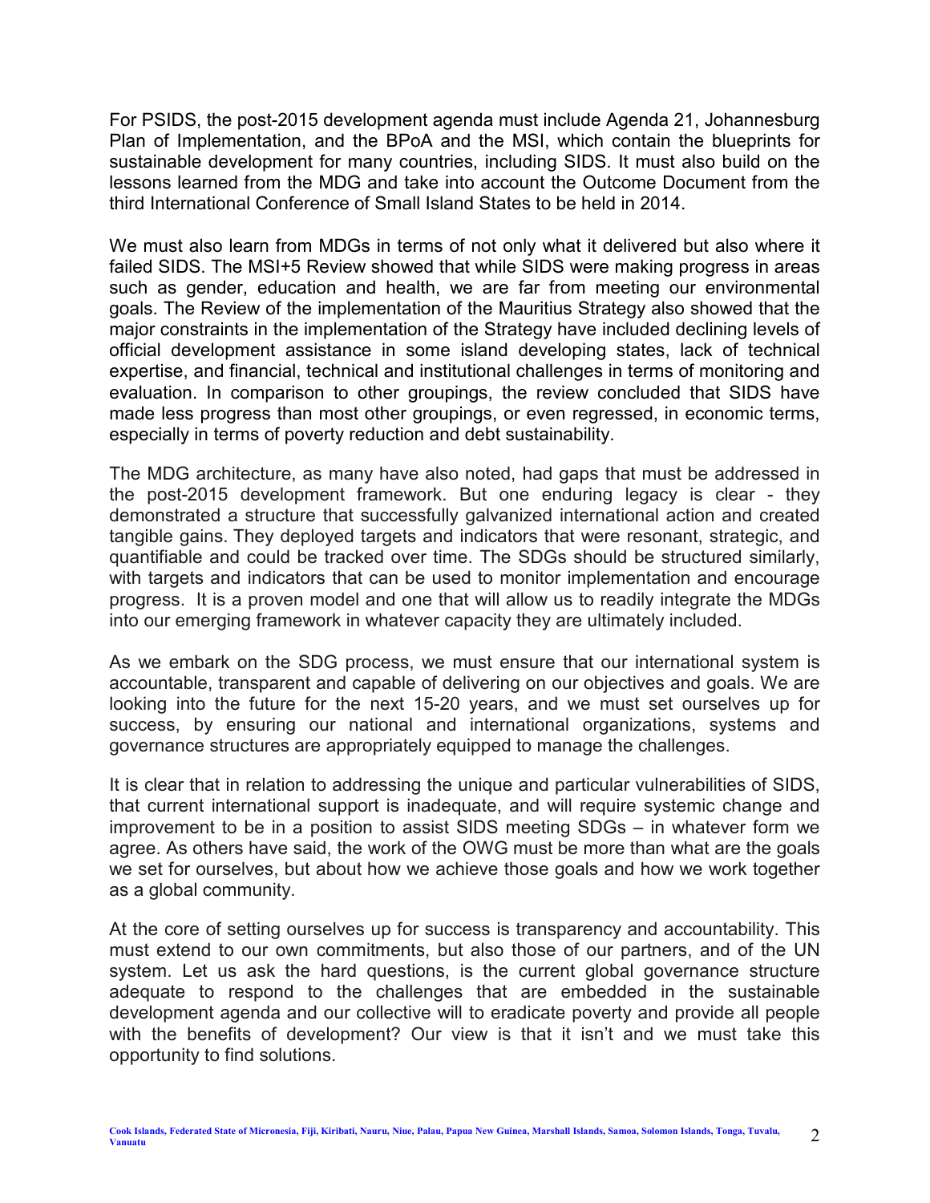For PSIDS, the post-2015 development agenda must include Agenda 21, Johannesburg Plan of Implementation, and the BPoA and the MSI, which contain the blueprints for sustainable development for many countries, including SIDS. It must also build on the lessons learned from the MDG and take into account the Outcome Document from the third International Conference of Small Island States to be held in 2014.

We must also learn from MDGs in terms of not only what it delivered but also where it failed SIDS. The MSI+5 Review showed that while SIDS were making progress in areas such as gender, education and health, we are far from meeting our environmental goals. The Review of the implementation of the Mauritius Strategy also showed that the major constraints in the implementation of the Strategy have included declining levels of official development assistance in some island developing states, lack of technical expertise, and financial, technical and institutional challenges in terms of monitoring and evaluation. In comparison to other groupings, the review concluded that SIDS have made less progress than most other groupings, or even regressed, in economic terms, especially in terms of poverty reduction and debt sustainability.

The MDG architecture, as many have also noted, had gaps that must be addressed in the post-2015 development framework. But one enduring legacy is clear - they demonstrated a structure that successfully galvanized international action and created tangible gains. They deployed targets and indicators that were resonant, strategic, and quantifiable and could be tracked over time. The SDGs should be structured similarly, with targets and indicators that can be used to monitor implementation and encourage progress. It is a proven model and one that will allow us to readily integrate the MDGs into our emerging framework in whatever capacity they are ultimately included.

As we embark on the SDG process, we must ensure that our international system is accountable, transparent and capable of delivering on our objectives and goals. We are looking into the future for the next 15-20 years, and we must set ourselves up for success, by ensuring our national and international organizations, systems and governance structures are appropriately equipped to manage the challenges.

It is clear that in relation to addressing the unique and particular vulnerabilities of SIDS, that current international support is inadequate, and will require systemic change and improvement to be in a position to assist SIDS meeting SDGs – in whatever form we agree. As others have said, the work of the OWG must be more than what are the goals we set for ourselves, but about how we achieve those goals and how we work together as a global community.

At the core of setting ourselves up for success is transparency and accountability. This must extend to our own commitments, but also those of our partners, and of the UN system. Let us ask the hard questions, is the current global governance structure adequate to respond to the challenges that are embedded in the sustainable development agenda and our collective will to eradicate poverty and provide all people with the benefits of development? Our view is that it isn't and we must take this opportunity to find solutions.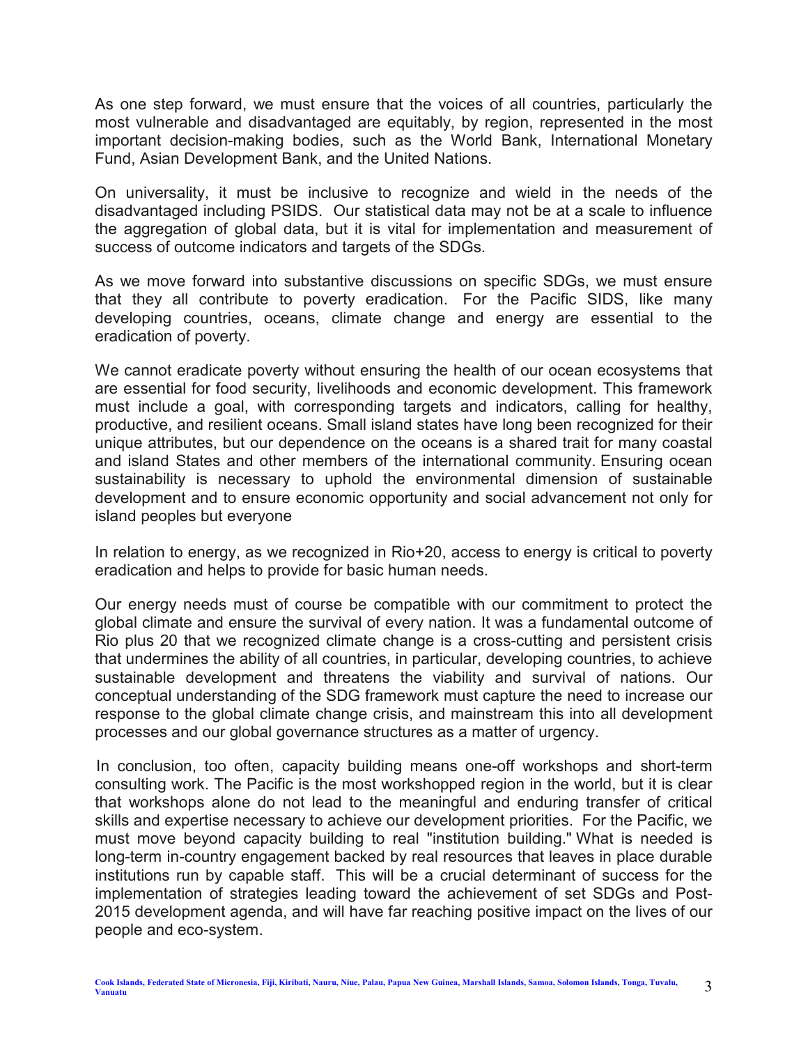As one step forward, we must ensure that the voices of all countries, particularly the most vulnerable and disadvantaged are equitably, by region, represented in the most important decision-making bodies, such as the World Bank, International Monetary Fund, Asian Development Bank, and the United Nations.

On universality, it must be inclusive to recognize and wield in the needs of the disadvantaged including PSIDS. Our statistical data may not be at a scale to influence the aggregation of global data, but it is vital for implementation and measurement of success of outcome indicators and targets of the SDGs.

As we move forward into substantive discussions on specific SDGs, we must ensure that they all contribute to poverty eradication. For the Pacific SIDS, like many developing countries, oceans, climate change and energy are essential to the eradication of poverty.

We cannot eradicate poverty without ensuring the health of our ocean ecosystems that are essential for food security, livelihoods and economic development. This framework must include a goal, with corresponding targets and indicators, calling for healthy, productive, and resilient oceans. Small island states have long been recognized for their unique attributes, but our dependence on the oceans is a shared trait for many coastal and island States and other members of the international community. Ensuring ocean sustainability is necessary to uphold the environmental dimension of sustainable development and to ensure economic opportunity and social advancement not only for island peoples but everyone

In relation to energy, as we recognized in Rio+20, access to energy is critical to poverty eradication and helps to provide for basic human needs.

Our energy needs must of course be compatible with our commitment to protect the global climate and ensure the survival of every nation. It was a fundamental outcome of Rio plus 20 that we recognized climate change is a cross-cutting and persistent crisis that undermines the ability of all countries, in particular, developing countries, to achieve sustainable development and threatens the viability and survival of nations. Our conceptual understanding of the SDG framework must capture the need to increase our response to the global climate change crisis, and mainstream this into all development processes and our global governance structures as a matter of urgency.

In conclusion, too often, capacity building means one-off workshops and short-term consulting work. The Pacific is the most workshopped region in the world, but it is clear that workshops alone do not lead to the meaningful and enduring transfer of critical skills and expertise necessary to achieve our development priorities. For the Pacific, we must move beyond capacity building to real "institution building." What is needed is long-term in-country engagement backed by real resources that leaves in place durable institutions run by capable staff. This will be a crucial determinant of success for the implementation of strategies leading toward the achievement of set SDGs and Post-2015 development agenda, and will have far reaching positive impact on the lives of our people and eco-system.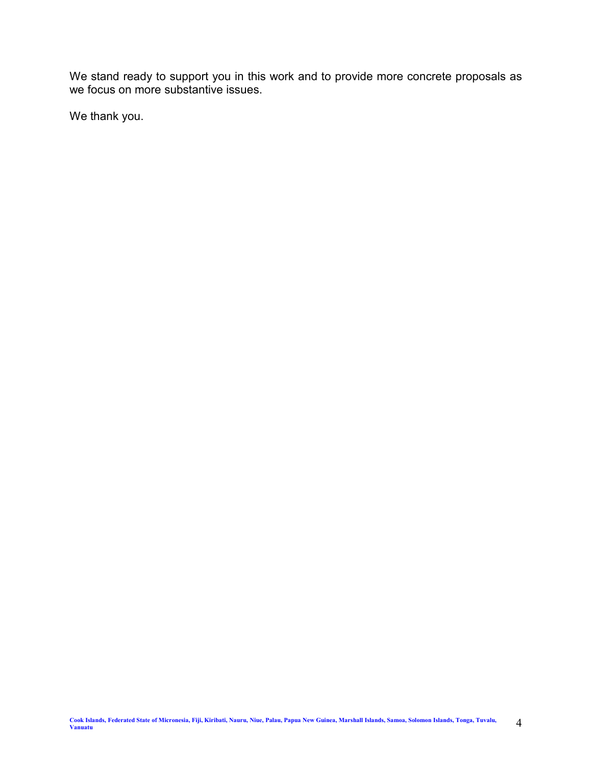We stand ready to support you in this work and to provide more concrete proposals as we focus on more substantive issues.

We thank you.